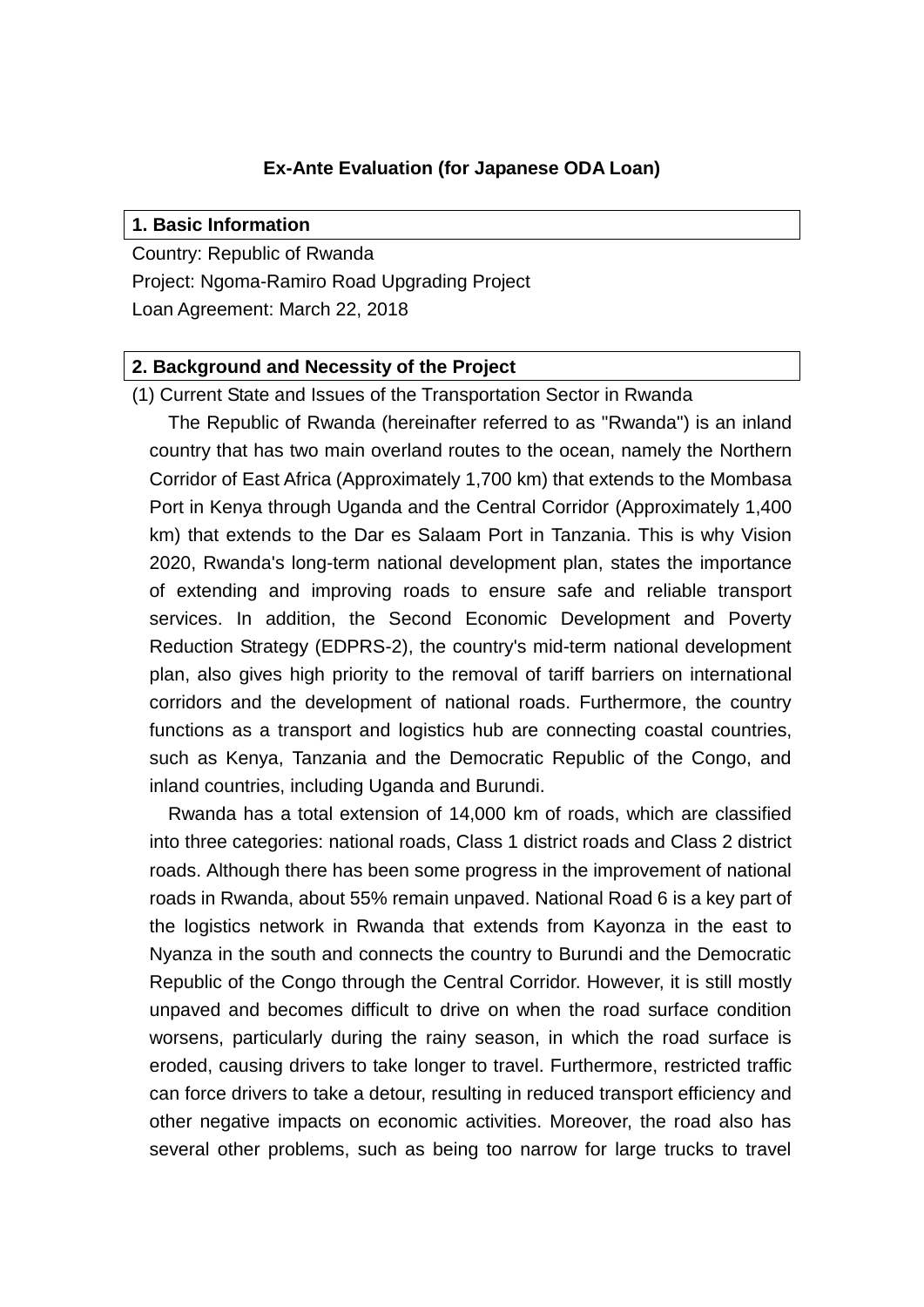# Ex-Ante Evaluation (for Japanese ODA Loan)

## 1. Basic Information

Country: Republic of Rwanda
Project: Ngoma-Ramiro Road Upgrading Project
Loan Agreement: March 22, 2018

## 2. Background and Necessity of the Project

(1) Current State and Issues of the Transportation Sector in Rwanda

The Republic of Rwanda (hereinafter referred to as "Rwanda") is an inland country that has two main overland routes to the ocean, namely the Northern Corridor of East Africa (Approximately 1,700 km) that extends to the Mombasa Port in Kenya through Uganda and the Central Corridor (Approximately 1,400 km) that extends to the Dar es Salaam Port in Tanzania. This is why Vision 2020, Rwanda's long-term national development plan, states the importance of extending and improving roads to ensure safe and reliable transport services. In addition, the Second Economic Development and Poverty Reduction Strategy (EDPRS-2), the country's mid-term national development plan, also gives high priority to the removal of tariff barriers on international corridors and the development of national roads. Furthermore, the country functions as a transport and logistics hub are connecting coastal countries, such as Kenya, Tanzania and the Democratic Republic of the Congo, and inland countries, including Uganda and Burundi.

Rwanda has a total extension of 14,000 km of roads, which are classified into three categories: national roads, Class 1 district roads and Class 2 district roads. Although there has been some progress in the improvement of national roads in Rwanda, about 55% remain unpaved. National Road 6 is a key part of the logistics network in Rwanda that extends from Kayonza in the east to Nyanza in the south and connects the country to Burundi and the Democratic Republic of the Congo through the Central Corridor. However, it is still mostly unpaved and becomes difficult to drive on when the road surface condition worsens, particularly during the rainy season, in which the road surface is eroded, causing drivers to take longer to travel. Furthermore, restricted traffic can force drivers to take a detour, resulting in reduced transport efficiency and other negative impacts on economic activities. Moreover, the road also has several other problems, such as being too narrow for large trucks to travel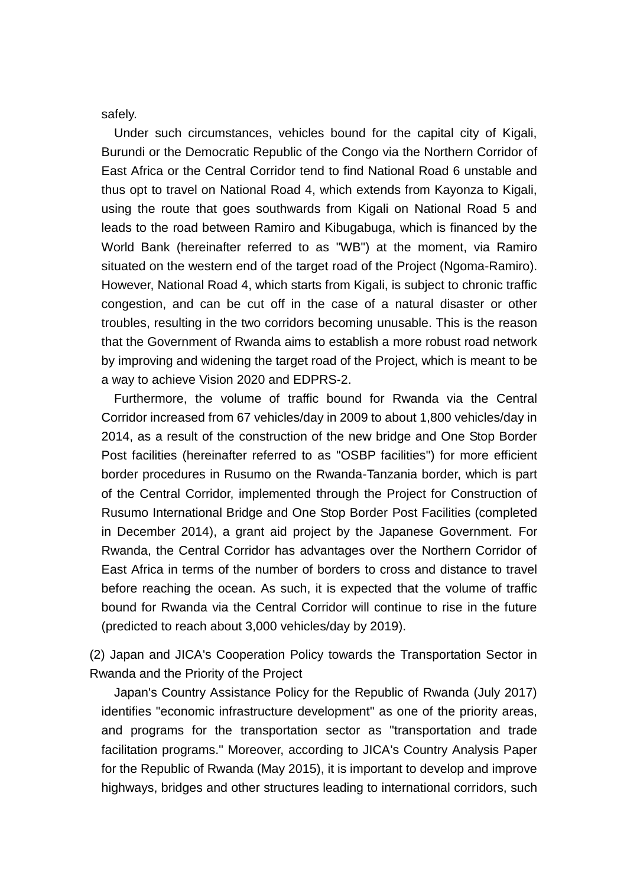safely.

Under such circumstances, vehicles bound for the capital city of Kigali, Burundi or the Democratic Republic of the Congo via the Northern Corridor of East Africa or the Central Corridor tend to find National Road 6 unstable and thus opt to travel on National Road 4, which extends from Kayonza to Kigali, using the route that goes southwards from Kigali on National Road 5 and leads to the road between Ramiro and Kibugabuga, which is financed by the World Bank (hereinafter referred to as "WB") at the moment, via Ramiro situated on the western end of the target road of the Project (Ngoma-Ramiro). However, National Road 4, which starts from Kigali, is subject to chronic traffic congestion, and can be cut off in the case of a natural disaster or other troubles, resulting in the two corridors becoming unusable. This is the reason that the Government of Rwanda aims to establish a more robust road network by improving and widening the target road of the Project, which is meant to be a way to achieve Vision 2020 and EDPRS-2.

Furthermore, the volume of traffic bound for Rwanda via the Central Corridor increased from 67 vehicles/day in 2009 to about 1,800 vehicles/day in 2014, as a result of the construction of the new bridge and One Stop Border Post facilities (hereinafter referred to as "OSBP facilities") for more efficient border procedures in Rusumo on the Rwanda-Tanzania border, which is part of the Central Corridor, implemented through the Project for Construction of Rusumo International Bridge and One Stop Border Post Facilities (completed in December 2014), a grant aid project by the Japanese Government. For Rwanda, the Central Corridor has advantages over the Northern Corridor of East Africa in terms of the number of borders to cross and distance to travel before reaching the ocean. As such, it is expected that the volume of traffic bound for Rwanda via the Central Corridor will continue to rise in the future (predicted to reach about 3,000 vehicles/day by 2019).

(2) Japan and JICA's Cooperation Policy towards the Transportation Sector in Rwanda and the Priority of the Project

Japan's Country Assistance Policy for the Republic of Rwanda (July 2017) identifies "economic infrastructure development" as one of the priority areas, and programs for the transportation sector as "transportation and trade facilitation programs." Moreover, according to JICA's Country Analysis Paper for the Republic of Rwanda (May 2015), it is important to develop and improve highways, bridges and other structures leading to international corridors, such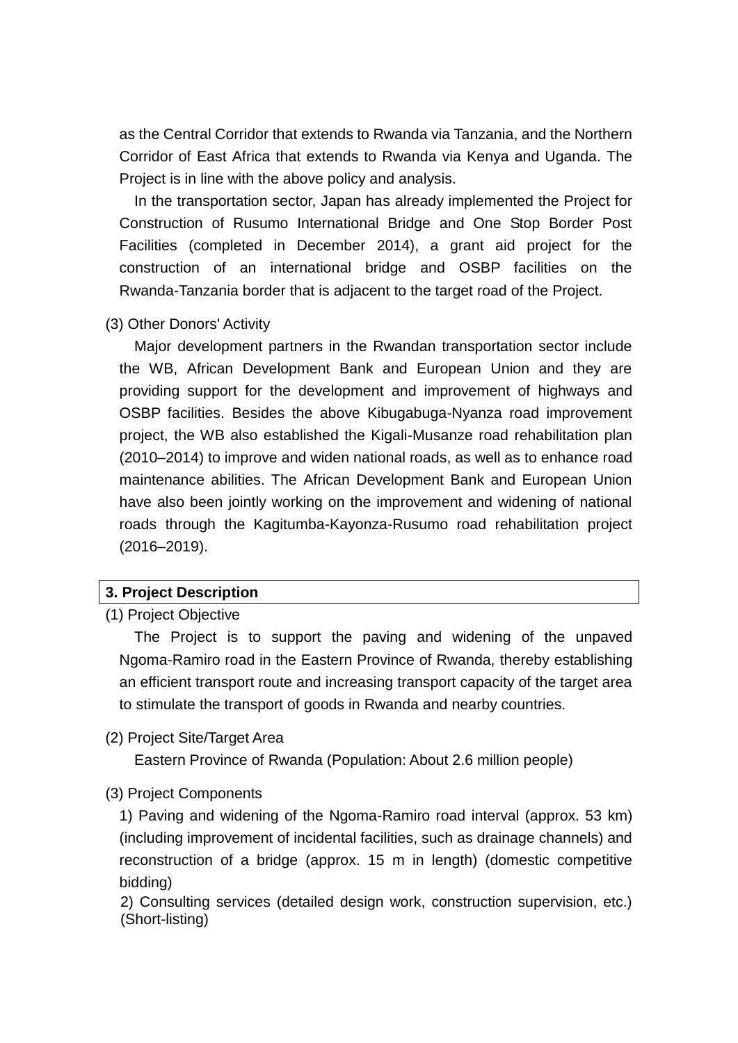as the Central Corridor that extends to Rwanda via Tanzania, and the Northern Corridor of East Africa that extends to Rwanda via Kenya and Uganda. The Project is in line with the above policy and analysis.

In the transportation sector, Japan has already implemented the Project for Construction of Rusumo International Bridge and One Stop Border Post Facilities (completed in December 2014), a grant aid project for the construction of an international bridge and OSBP facilities on the Rwanda-Tanzania border that is adjacent to the target road of the Project.

(3) Other Donors' Activity

Major development partners in the Rwandan transportation sector include the WB, African Development Bank and European Union and they are providing support for the development and improvement of highways and OSBP facilities. Besides the above Kibugabuga-Nyanza road improvement project, the WB also established the Kigali-Musanze road rehabilitation plan (2010–2014) to improve and widen national roads, as well as to enhance road maintenance abilities. The African Development Bank and European Union have also been jointly working on the improvement and widening of national roads through the Kagitumba-Kayonza-Rusumo road rehabilitation project (2016–2019).

## 3. Project Description

(1) Project Objective

The Project is to support the paving and widening of the unpaved Ngoma-Ramiro road in the Eastern Province of Rwanda, thereby establishing an efficient transport route and increasing transport capacity of the target area to stimulate the transport of goods in Rwanda and nearby countries.

(2) Project Site/Target Area

Eastern Province of Rwanda (Population: About 2.6 million people)

(3) Project Components

1) Paving and widening of the Ngoma-Ramiro road interval (approx. 53 km) (including improvement of incidental facilities, such as drainage channels) and reconstruction of a bridge (approx. 15 m in length) (domestic competitive bidding)

2) Consulting services (detailed design work, construction supervision, etc.) (Short-listing)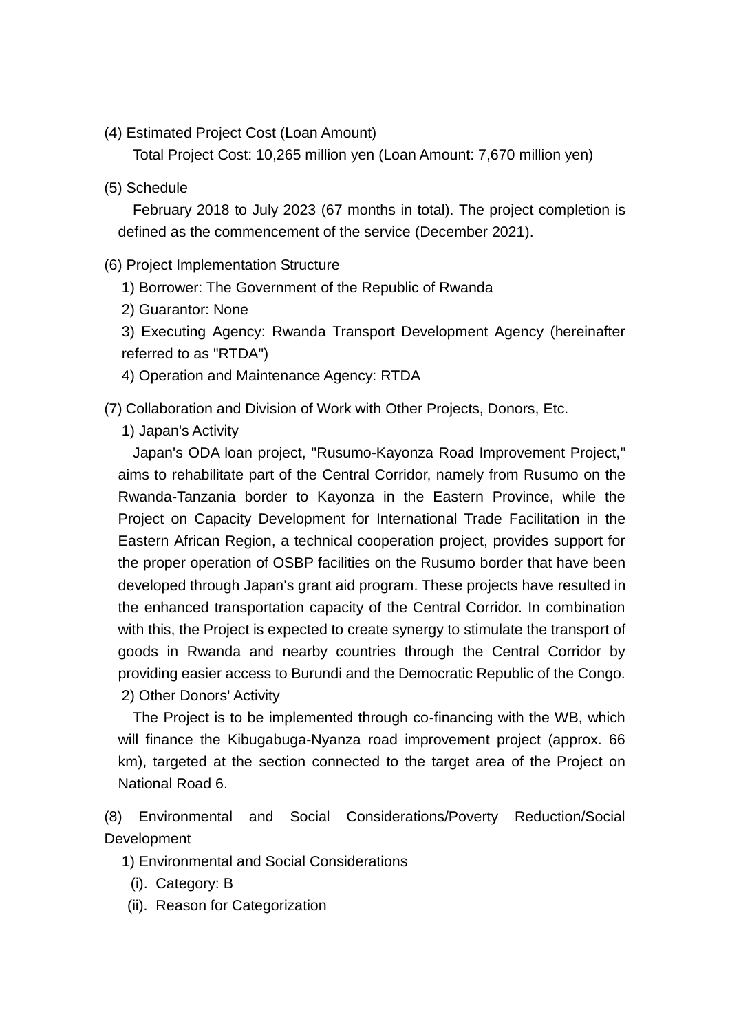(4) Estimated Project Cost (Loan Amount)

Total Project Cost: 10,265 million yen (Loan Amount: 7,670 million yen)

(5) Schedule

February 2018 to July 2023 (67 months in total). The project completion is defined as the commencement of the service (December 2021).

(6) Project Implementation Structure

1) Borrower: The Government of the Republic of Rwanda

2) Guarantor: None

3) Executing Agency: Rwanda Transport Development Agency (hereinafter referred to as "RTDA")

4) Operation and Maintenance Agency: RTDA

(7) Collaboration and Division of Work with Other Projects, Donors, Etc.

1) Japan's Activity

Japan's ODA loan project, "Rusumo-Kayonza Road Improvement Project," aims to rehabilitate part of the Central Corridor, namely from Rusumo on the Rwanda-Tanzania border to Kayonza in the Eastern Province, while the Project on Capacity Development for International Trade Facilitation in the Eastern African Region, a technical cooperation project, provides support for the proper operation of OSBP facilities on the Rusumo border that have been developed through Japan's grant aid program. These projects have resulted in the enhanced transportation capacity of the Central Corridor. In combination with this, the Project is expected to create synergy to stimulate the transport of goods in Rwanda and nearby countries through the Central Corridor by providing easier access to Burundi and the Democratic Republic of the Congo.

2) Other Donors' Activity

The Project is to be implemented through co-financing with the WB, which will finance the Kibugabuga-Nyanza road improvement project (approx. 66 km), targeted at the section connected to the target area of the Project on National Road 6.

(8) Environmental and Social Considerations/Poverty Reduction/Social Development

1) Environmental and Social Considerations

(i). Category: B

(ii). Reason for Categorization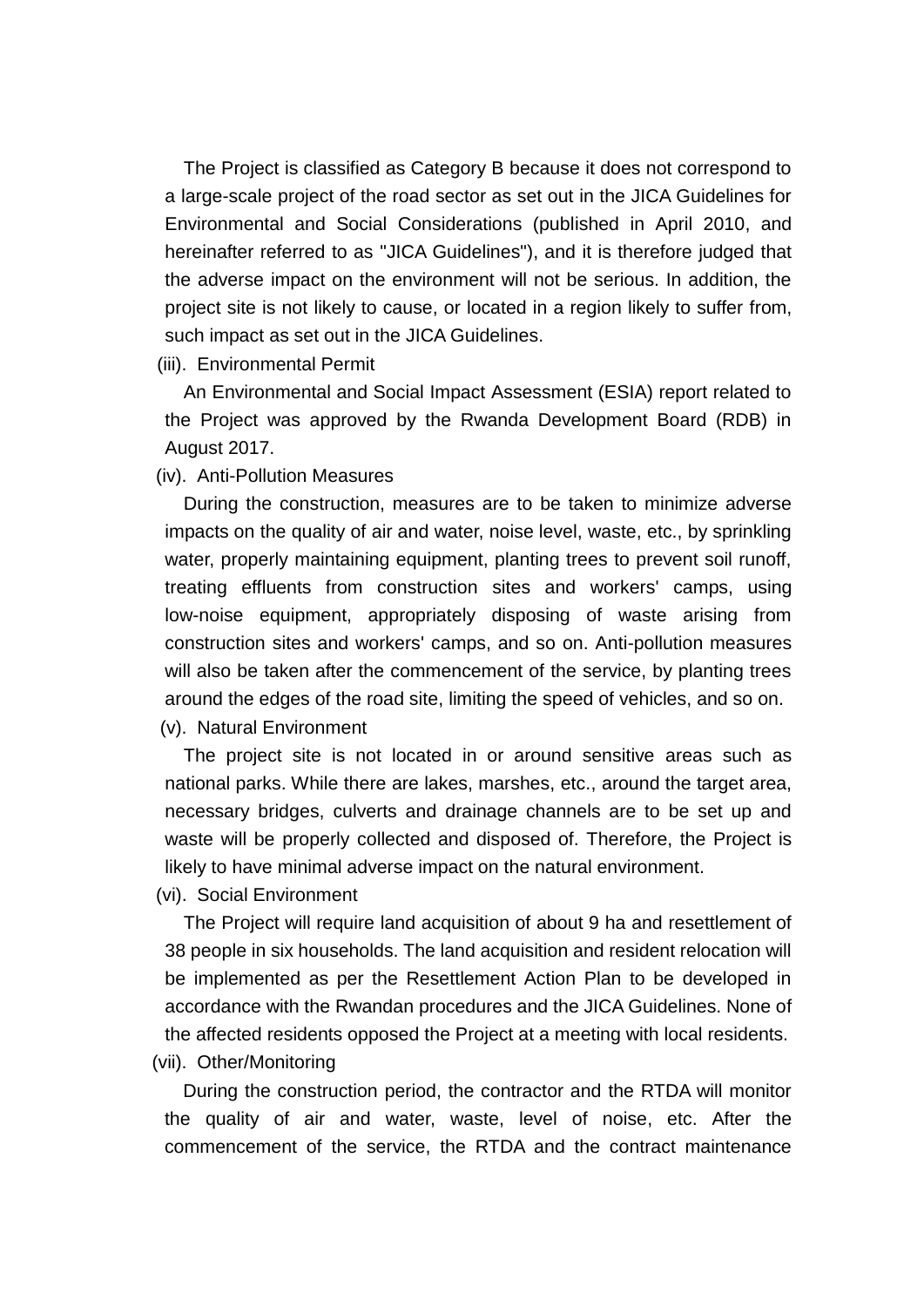The Project is classified as Category B because it does not correspond to a large-scale project of the road sector as set out in the JICA Guidelines for Environmental and Social Considerations (published in April 2010, and hereinafter referred to as "JICA Guidelines"), and it is therefore judged that the adverse impact on the environment will not be serious. In addition, the project site is not likely to cause, or located in a region likely to suffer from, such impact as set out in the JICA Guidelines.

(iii). Environmental Permit

An Environmental and Social Impact Assessment (ESIA) report related to the Project was approved by the Rwanda Development Board (RDB) in August 2017.

(iv). Anti-Pollution Measures

During the construction, measures are to be taken to minimize adverse impacts on the quality of air and water, noise level, waste, etc., by sprinkling water, properly maintaining equipment, planting trees to prevent soil runoff, treating effluents from construction sites and workers' camps, using low-noise equipment, appropriately disposing of waste arising from construction sites and workers' camps, and so on. Anti-pollution measures will also be taken after the commencement of the service, by planting trees around the edges of the road site, limiting the speed of vehicles, and so on.

(v). Natural Environment

The project site is not located in or around sensitive areas such as national parks. While there are lakes, marshes, etc., around the target area, necessary bridges, culverts and drainage channels are to be set up and waste will be properly collected and disposed of. Therefore, the Project is likely to have minimal adverse impact on the natural environment.

(vi). Social Environment

The Project will require land acquisition of about 9 ha and resettlement of 38 people in six households. The land acquisition and resident relocation will be implemented as per the Resettlement Action Plan to be developed in accordance with the Rwandan procedures and the JICA Guidelines. None of the affected residents opposed the Project at a meeting with local residents.

(vii). Other/Monitoring

During the construction period, the contractor and the RTDA will monitor the quality of air and water, waste, level of noise, etc. After the commencement of the service, the RTDA and the contract maintenance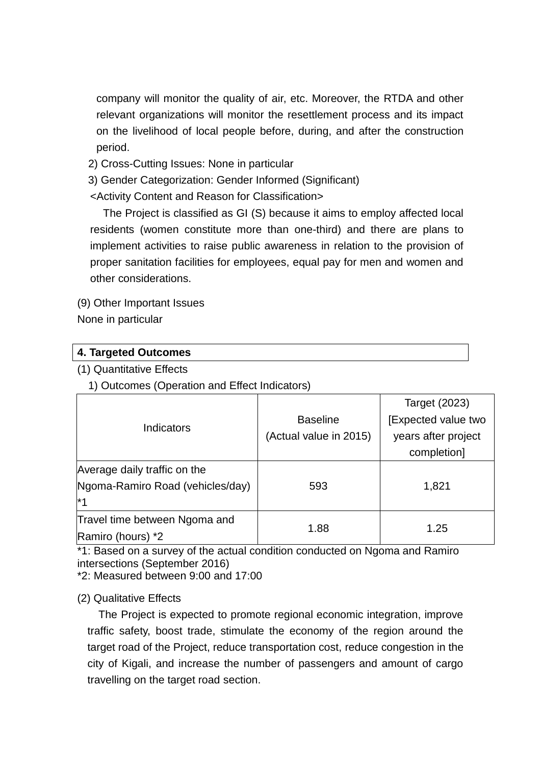company will monitor the quality of air, etc. Moreover, the RTDA and other relevant organizations will monitor the resettlement process and its impact on the livelihood of local people before, during, and after the construction period.

2) Cross-Cutting Issues: None in particular

3) Gender Categorization: Gender Informed (Significant)

<Activity Content and Reason for Classification>

The Project is classified as GI (S) because it aims to employ affected local residents (women constitute more than one-third) and there are plans to implement activities to raise public awareness in relation to the provision of proper sanitation facilities for employees, equal pay for men and women and other considerations.

(9) Other Important Issues

None in particular

## 4. Targeted Outcomes

(1) Quantitative Effects

1) Outcomes (Operation and Effect Indicators)

| Indicators | Baseline (Actual value in 2015) | Target (2023) [Expected value two years after project completion] |
|---|---|---|
| Average daily traffic on the Ngoma-Ramiro Road (vehicles/day) *1 | 593 | 1,821 |
| Travel time between Ngoma and Ramiro (hours) *2 | 1.88 | 1.25 |

*1: Based on a survey of the actual condition conducted on Ngoma and Ramiro intersections (September 2016)

*2: Measured between 9:00 and 17:00

(2) Qualitative Effects

The Project is expected to promote regional economic integration, improve traffic safety, boost trade, stimulate the economy of the region around the target road of the Project, reduce transportation cost, reduce congestion in the city of Kigali, and increase the number of passengers and amount of cargo travelling on the target road section.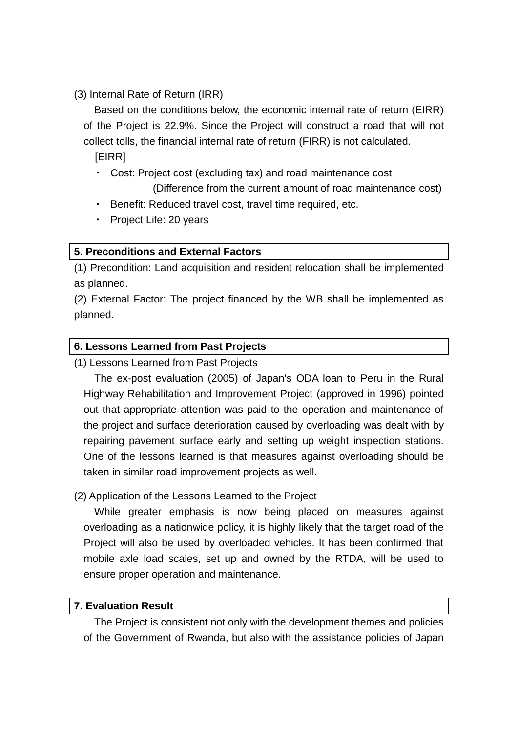(3) Internal Rate of Return (IRR)

Based on the conditions below, the economic internal rate of return (EIRR) of the Project is 22.9%. Since the Project will construct a road that will not collect tolls, the financial internal rate of return (FIRR) is not calculated.

[EIRR]

- Cost: Project cost (excluding tax) and road maintenance cost
  (Difference from the current amount of road maintenance cost)
- Benefit: Reduced travel cost, travel time required, etc.
- Project Life: 20 years

## 5. Preconditions and External Factors

(1) Precondition: Land acquisition and resident relocation shall be implemented as planned.

(2) External Factor: The project financed by the WB shall be implemented as planned.

## 6. Lessons Learned from Past Projects

(1) Lessons Learned from Past Projects

The ex-post evaluation (2005) of Japan's ODA loan to Peru in the Rural Highway Rehabilitation and Improvement Project (approved in 1996) pointed out that appropriate attention was paid to the operation and maintenance of the project and surface deterioration caused by overloading was dealt with by repairing pavement surface early and setting up weight inspection stations. One of the lessons learned is that measures against overloading should be taken in similar road improvement projects as well.

(2) Application of the Lessons Learned to the Project

While greater emphasis is now being placed on measures against overloading as a nationwide policy, it is highly likely that the target road of the Project will also be used by overloaded vehicles. It has been confirmed that mobile axle load scales, set up and owned by the RTDA, will be used to ensure proper operation and maintenance.

## 7. Evaluation Result

The Project is consistent not only with the development themes and policies of the Government of Rwanda, but also with the assistance policies of Japan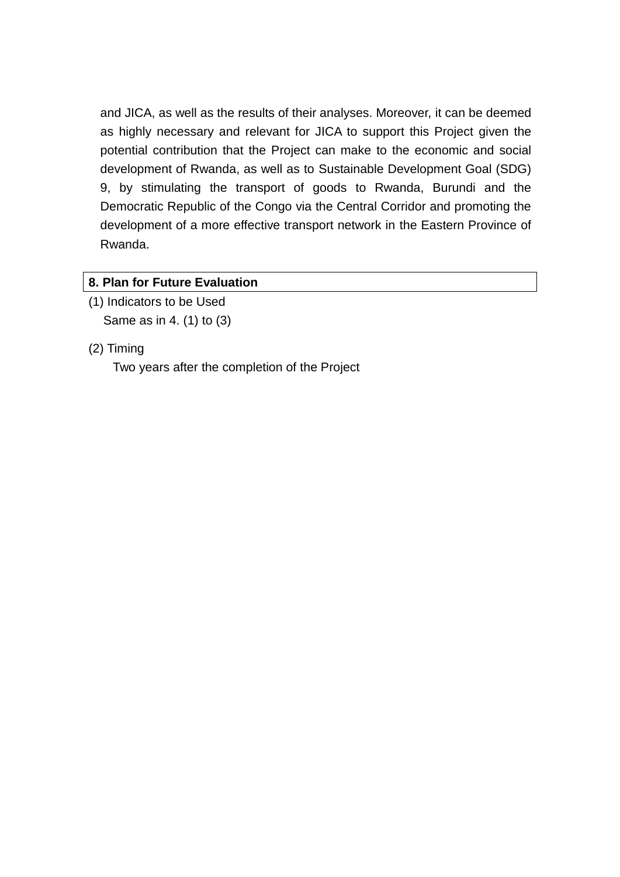and JICA, as well as the results of their analyses. Moreover, it can be deemed as highly necessary and relevant for JICA to support this Project given the potential contribution that the Project can make to the economic and social development of Rwanda, as well as to Sustainable Development Goal (SDG) 9, by stimulating the transport of goods to Rwanda, Burundi and the Democratic Republic of the Congo via the Central Corridor and promoting the development of a more effective transport network in the Eastern Province of Rwanda.

## 8. Plan for Future Evaluation

(1) Indicators to be Used

Same as in 4. (1) to (3)

(2) Timing

Two years after the completion of the Project